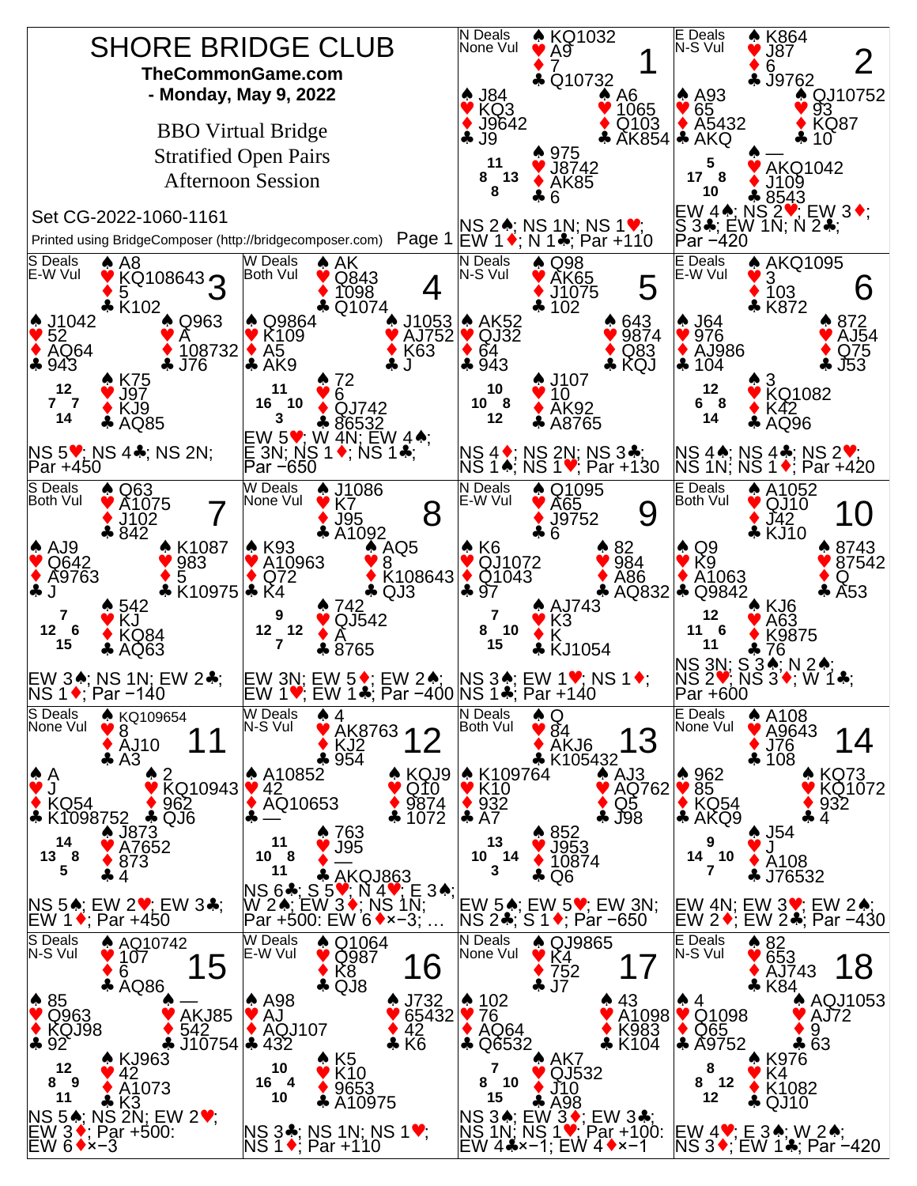# SHORE BRIDGE CLUB

**TheCommonGame.com**

**- Monday, May 9, 2022**

BBO Virtual Bridge
Stratified Open Pairs
Afternoon Session

Set CG-2022-1060-1161

Printed using BridgeComposer (http://bridgecomposer.com)

---

## Board 1
N Deals, None Vul

- **North**: ♠ KQ1032 ♥ A9 ♦ 7 ♣ Q10732
- **West**: ♠ J84 ♥ KQ3 ♦ J9642 ♣ J9
- **East**: ♠ A6 ♥ 1065 ♦ Q103 ♣ AK854
- **South**: ♠ 975 ♥ J8742 ♦ AK85 ♣ 6

HCP: N 11, W 8, E 13, S 8

NS 2♠; NS 1N; NS 1♥; EW 1♦; N 1♣; Par +110

## Board 2
E Deals, N-S Vul

- **North**: ♠ K864 ♥ J87 ♦ 6 ♣ J9762
- **West**: ♠ A93 ♥ 65 ♦ A5432 ♣ AKQ
- **East**: ♠ QJ10752 ♥ 93 ♦ KQ87 ♣ 10
- **South**: ♠ — ♥ AKQ1042 ♦ J109 ♣ 8543

HCP: N 5, W 17, E 8, S 10

EW 4♠; NS 2♥; EW 3♦; S 3♣; EW 1N; N 2♣; Par −420

## Board 3
S Deals, E-W Vul

- **North**: ♠ A8 ♥ KQ108643 ♦ 5 ♣ K102
- **West**: ♠ J1042 ♥ 52 ♦ AQ64 ♣ 943
- **East**: ♠ Q963 ♥ A ♦ 108732 ♣ J76
- **South**: ♠ K75 ♥ J97 ♦ KJ9 ♣ AQ85

HCP: N 12, W 7, E 7, S 14

NS 5♥; NS 4♣; NS 2N; Par +450

## Board 4
W Deals, Both Vul

- **North**: ♠ AK ♥ Q843 ♦ 1098 ♣ Q1074
- **West**: ♠ Q9864 ♥ K109 ♦ A5 ♣ AK9
- **East**: ♠ J1053 ♥ AJ752 ♦ K63 ♣ J
- **South**: ♠ 72 ♥ 6 ♦ QJ742 ♣ 86532

HCP: N 11, W 16, E 10, S 3

EW 5♥; W 4N; EW 4♠; E 3N; NS 1♦; NS 1♣; Par −650

## Board 5
N Deals, N-S Vul

- **North**: ♠ Q98 ♥ AK65 ♦ J1075 ♣ 102
- **West**: ♠ AK52 ♥ QJ32 ♦ 64 ♣ 943
- **East**: ♠ 643 ♥ 9874 ♦ Q83 ♣ KQJ
- **South**: ♠ J107 ♥ 10 ♦ AK92 ♣ A8765

HCP: N 10, W 10, E 8, S 12

NS 4♦; NS 2N; NS 3♣; NS 1♠; NS 1♥; Par +130

## Board 6
E Deals, E-W Vul

- **North**: ♠ AKQ1095 ♥ 3 ♦ 103 ♣ K872
- **West**: ♠ J64 ♥ 976 ♦ AJ986 ♣ 104
- **East**: ♠ 872 ♥ AJ54 ♦ Q75 ♣ J53
- **South**: ♠ 3 ♥ KQ1082 ♦ K42 ♣ AQ96

HCP: N 12, W 6, E 8, S 14

NS 4♠; NS 4♣; NS 2♥; NS 1N; NS 1♦; Par +420

## Board 7
S Deals, Both Vul

- **North**: ♠ Q63 ♥ A1075 ♦ J102 ♣ 842
- **West**: ♠ AJ9 ♥ Q642 ♦ A9763 ♣ J
- **East**: ♠ K1087 ♥ 983 ♦ 5 ♣ K10975
- **South**: ♠ 542 ♥ KJ ♦ KQ84 ♣ AQ63

HCP: N 7, W 12, E 6, S 15

EW 3♠; NS 1N; EW 2♣; NS 1♦; Par −140

## Board 8
W Deals, None Vul

- **North**: ♠ J1086 ♥ K7 ♦ J95 ♣ A1092
- **West**: ♠ K93 ♥ A10963 ♦ Q72 ♣ K4
- **East**: ♠ AQ5 ♥ 8 ♦ K108643 ♣ QJ3
- **South**: ♠ 742 ♥ QJ542 ♦ A ♣ 8765

HCP: N 9, W 12, E 12, S 7

EW 3N; EW 5♦; EW 2♠; EW 1♥; EW 1♣; Par −400

## Board 9
N Deals, E-W Vul

- **North**: ♠ Q1095 ♥ A65 ♦ J9752 ♣ 6
- **West**: ♠ K6 ♥ QJ1072 ♦ Q1043 ♣ 97
- **East**: ♠ 82 ♥ 984 ♦ A86 ♣ AQ832
- **South**: ♠ AJ743 ♥ K3 ♦ K ♣ KJ1054

HCP: N 7, W 8, E 10, S 15

NS 3♠; EW 1♥; NS 1♦; NS 1♣; Par +140

## Board 10
E Deals, Both Vul

- **North**: ♠ A1052 ♥ QJ10 ♦ J42 ♣ KJ10
- **West**: ♠ Q9 ♥ K9 ♦ A1063 ♣ Q9842
- **East**: ♠ 8743 ♥ 87542 ♦ Q ♣ A53
- **South**: ♠ KJ6 ♥ A63 ♦ K9875 ♣ 76

HCP: N 12, W 11, E 6, S 11

NS 3N; S 3♠; N 2♠; NS 2♥; NS 3♦; W 1♣; Par +600

## Board 11
S Deals, None Vul

- **North**: ♠ KQ109654 ♥ 8 ♦ AJ10 ♣ A3
- **West**: ♠ A ♥ J ♦ KQ54 ♣ K1098752
- **East**: ♠ 2 ♥ KQ10943 ♦ 962 ♣ QJ6
- **South**: ♠ J873 ♥ A7652 ♦ 873 ♣ 4

HCP: N 14, W 13, E 8, S 5

NS 5♠; EW 2♥; EW 3♣; EW 1♦; Par +450

## Board 12
W Deals, N-S Vul

- **North**: ♠ 4 ♥ AK8763 ♦ KJ2 ♣ 954
- **West**: ♠ A10852 ♥ 42 ♦ AQ10653 ♣ —
- **East**: ♠ KQJ9 ♥ Q10 ♦ 9874 ♣ 1072
- **South**: ♠ 763 ♥ J95 ♦ — ♣ AKQJ863

HCP: N 11, W 10, E 8, S 11

NS 6♣; S 5♥; N 4♥; E 3♠; W 2♠; EW 3♦; NS 1N; Par +500: EW 6♦×−3; …

## Board 13
N Deals, Both Vul

- **North**: ♠ Q ♥ 84 ♦ AKJ6 ♣ K105432
- **West**: ♠ K109764 ♥ K10 ♦ 932 ♣ A7
- **East**: ♠ AJ3 ♥ AQ762 ♦ Q5 ♣ J98
- **South**: ♠ 852 ♥ J953 ♦ 10874 ♣ Q6

HCP: N 13, W 10, E 14, S 3

EW 5♠; EW 5♥; EW 3N; NS 2♣; S 1♦; Par −650

## Board 14
E Deals, None Vul

- **North**: ♠ A108 ♥ A9643 ♦ J76 ♣ 108
- **West**: ♠ 962 ♥ 85 ♦ KQ54 ♣ AKQ9
- **East**: ♠ KQ73 ♥ KQ1072 ♦ 932 ♣ 4
- **South**: ♠ J54 ♥ J ♦ A108 ♣ J76532

HCP: N 9, W 14, E 10, S 7

EW 4N; EW 3♥; EW 2♠; EW 2♦; EW 2♣; Par −430

## Board 15
S Deals, N-S Vul

- **North**: ♠ AQ10742 ♥ 107 ♦ 6 ♣ AQ86
- **West**: ♠ 85 ♥ Q963 ♦ KQJ98 ♣ 92
- **East**: ♠ — ♥ AKJ85 ♦ 542 ♣ J10754
- **South**: ♠ KJ963 ♥ 42 ♦ A1073 ♣ K3

HCP: N 12, W 8, E 9, S 11

NS 5♠; NS 2N; EW 2♥; EW 3♦; Par +500: EW 6♦×−3

## Board 16
W Deals, E-W Vul

- **North**: ♠ Q1064 ♥ Q987 ♦ K8 ♣ QJ8
- **West**: ♠ A98 ♥ AJ ♦ AQJ107 ♣ 432
- **East**: ♠ J732 ♥ 65432 ♦ 42 ♣ K6
- **South**: ♠ K5 ♥ K10 ♦ 9653 ♣ A10975

HCP: N 10, W 16, E 4, S 10

NS 3♣; NS 1N; NS 1♥; NS 1♦; Par +110

## Board 17
N Deals, None Vul

- **North**: ♠ QJ9865 ♥ K4 ♦ 752 ♣ J7
- **West**: ♠ 102 ♥ 76 ♦ AQ64 ♣ Q6532
- **East**: ♠ 43 ♥ A1098 ♦ K983 ♣ K104
- **South**: ♠ AK7 ♥ QJ532 ♦ J10 ♣ A98

HCP: N 7, W 8, E 10, S 15

NS 3♠; EW 3♦; EW 3♣; NS 1N; NS 1♥; Par +100: EW 4♣×−1; EW 4♦×−1

## Board 18
E Deals, N-S Vul

- **North**: ♠ 82 ♥ 653 ♦ AJ743 ♣ K84
- **West**: ♠ 4 ♥ Q1098 ♦ Q65 ♣ A9752
- **East**: ♠ AQJ1053 ♥ AJ72 ♦ 9 ♣ 63
- **South**: ♠ K976 ♥ K4 ♦ K1082 ♣ QJ10

HCP: N 8, W 8, E 12, S 12

EW 4♥; E 3♠; W 2♠; NS 3♦; EW 1♣; Par −420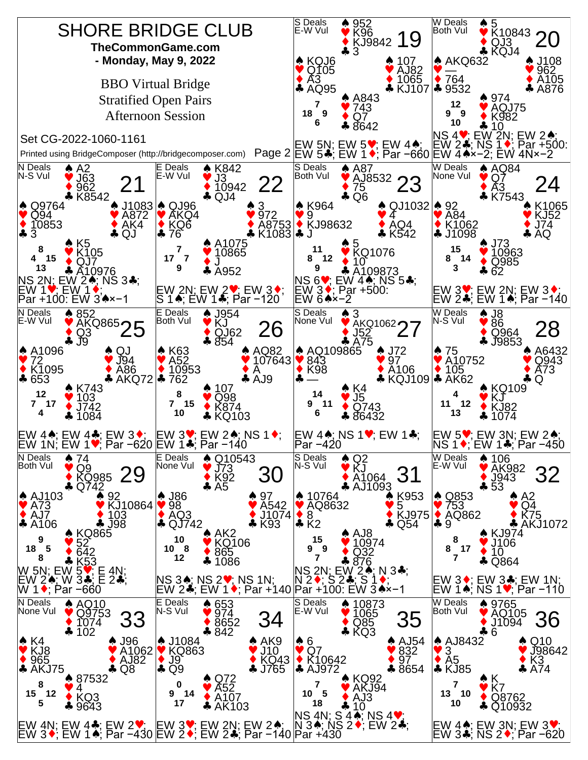# SHORE BRIDGE CLUB

**TheCommonGame.com**

**- Monday, May 9, 2022**

BBO Virtual Bridge
Stratified Open Pairs
Afternoon Session

Set CG-2022-1060-1161

Printed using BridgeComposer (http://bridgecomposer.com)

## Board 19

S Deals, E-W Vul

North: ♠ 952 ♥ K96 ♦ KJ9842 ♣ 3
West: ♠ KQJ6 ♥ Q105 ♦ A3 ♣ AQ95
East: ♠ 107 ♥ AJ82 ♦ 1065 ♣ KJ107
South: ♠ A843 ♥ 743 ♦ Q7 ♣ 8642

HCP: N 7, W 18, E 9, S 6

EW 5N; EW 5♥; EW 4♠; EW 5♣; EW 1♦; Par −660

## Board 20

W Deals, Both Vul

North: ♠ 5 ♥ K10843 ♦ QJ3 ♣ KQJ4
West: ♠ AKQ632 ♥ — ♦ 764 ♣ 9532
East: ♠ J108 ♥ 962 ♦ A105 ♣ A876
South: ♠ 974 ♥ AQJ75 ♦ K982 ♣ 10

HCP: N 12, W 9, E 9, S 10

NS 4♥; EW 2N; EW 2♠; EW 2♣; NS 1♦; Par +500: EW 4♠×−2; EW 4N×−2

## Board 21

N Deals, N-S Vul

North: ♠ A2 ♥ J63 ♦ 962 ♣ K8542
West: ♠ Q9764 ♥ Q94 ♦ 10853 ♣ 3
East: ♠ J1083 ♥ A872 ♦ AK4 ♣ QJ
South: ♠ K5 ♥ K105 ♦ QJ7 ♣ A10976

HCP: N 8, W 4, E 15, S 13

NS 2N; EW 2♠; NS 3♣; EW 1♥; EW 1♦; Par +100: EW 3♠×−1

## Board 22

E Deals, E-W Vul

North: ♠ K842 ♥ J3 ♦ 10942 ♣ QJ4
West: ♠ QJ96 ♥ AKQ4 ♦ KQ6 ♣ 76
East: ♠ 3 ♥ 972 ♦ A8753 ♣ K1083
South: ♠ A1075 ♥ 10865 ♦ J ♣ A952

HCP: N 7, W 17, E 7, S 9

EW 2N; EW 2♥; EW 3♦; S 1♠; EW 1♣; Par −120

## Board 23

S Deals, Both Vul

North: ♠ A87 ♥ AJ8532 ♦ 75 ♣ Q6
West: ♠ K964 ♥ 9 ♦ KJ98632 ♣ J
East: ♠ QJ1032 ♥ 4 ♦ AQ4 ♣ K542
South: ♠ 5 ♥ KQ1076 ♦ 10 ♣ A109873

HCP: N 11, W 8, E 12, S 9

NS 6♥; EW 4♠; NS 5♣; EW 3♦; Par +500: EW 6♠×−2

## Board 24

W Deals, None Vul

North: ♠ AQ84 ♥ Q7 ♦ A3 ♣ K7543
West: ♠ 92 ♥ A84 ♦ K1062 ♣ J1098
East: ♠ K1065 ♥ KJ52 ♦ J74 ♣ AQ
South: ♠ J73 ♥ 10963 ♦ Q985 ♣ 62

HCP: N 15, W 8, E 14, S 3

EW 3♥; EW 2N; EW 3♦; EW 2♣; EW 1♠; Par −140

## Board 25

N Deals, E-W Vul

North: ♠ 852 ♥ AKQ865 ♦ Q3 ♣ J9
West: ♠ A1096 ♥ 72 ♦ K1095 ♣ 653
East: ♠ QJ ♥ J94 ♦ A86 ♣ AKQ72
South: ♠ K743 ♥ 103 ♦ J742 ♣ 1084

HCP: N 12, W 7, E 17, S 4

EW 4♠; EW 4♣; EW 3♦; EW 1N; EW 1♥; Par −620

## Board 26

E Deals, Both Vul

North: ♠ J954 ♥ KJ ♦ QJ62 ♣ 854
West: ♠ K63 ♥ A52 ♦ 10953 ♣ 762
East: ♠ AQ82 ♥ 107643 ♦ A ♣ AJ9
South: ♠ 107 ♥ Q98 ♦ K874 ♣ KQ103

HCP: N 8, W 7, E 15, S 10

EW 3♥; EW 2♠; NS 1♦; EW 1♣; Par −140

## Board 27

S Deals, None Vul

North: ♠ 3 ♥ AKQ1062 ♦ J52 ♣ A75
West: ♠ AQ109865 ♥ 843 ♦ K98 ♣ —
East: ♠ J72 ♥ 97 ♦ A106 ♣ KQJ109
South: ♠ K4 ♥ J5 ♦ Q743 ♣ 86432

HCP: N 14, W 9, E 11, S 6

EW 4♠; NS 1♥; EW 1♣; Par −420

## Board 28

W Deals, N-S Vul

North: ♠ J8 ♥ 86 ♦ Q964 ♣ J9853
West: ♠ 75 ♥ A10752 ♦ 105 ♣ AK62
East: ♠ A6432 ♥ Q943 ♦ A73 ♣ Q
South: ♠ KQ109 ♥ KJ ♦ KJ82 ♣ 1074

HCP: N 4, W 11, E 12, S 13

EW 5♥; EW 3N; EW 2♠; NS 1♦; EW 1♣; Par −450

## Board 29

N Deals, Both Vul

North: ♠ 74 ♥ Q9 ♦ KQ985 ♣ Q742
West: ♠ AJ103 ♥ A73 ♦ AJ7 ♣ A106
East: ♠ 92 ♥ KJ10864 ♦ 103 ♣ J98
South: ♠ KQ865 ♥ 52 ♦ 642 ♣ K53

HCP: N 9, W 18, E 5, S 8

W 5N; EW 5♥; E 4N; EW 2♠; W 3♣; E 2♣; W 1♦; Par −660

## Board 30

E Deals, None Vul

North: ♠ Q10543 ♥ J73 ♦ K92 ♣ A5
West: ♠ J86 ♥ 98 ♦ AQ3 ♣ QJ742
East: ♠ 97 ♥ A542 ♦ J1074 ♣ K93
South: ♠ AK2 ♥ KQ106 ♦ 865 ♣ 1086

HCP: N 10, W 10, E 8, S 12

NS 3♠; NS 2♥; NS 1N; EW 2♣; EW 1♦; Par +140

## Board 31

S Deals, N-S Vul

North: ♠ Q2 ♥ KJ ♦ A1064 ♣ AJ1093
West: ♠ 10764 ♥ AQ8632 ♦ 8 ♣ K2
East: ♠ K953 ♥ 5 ♦ KJ975 ♣ Q54
South: ♠ AJ8 ♥ 10974 ♦ Q32 ♣ 876

HCP: N 15, W 9, E 9, S 7

NS 2N; EW 2♠; N 3♣; N 2♦; S 2♣; S 1♦; Par +100: EW 3♠×−1

## Board 32

W Deals, E-W Vul

North: ♠ 106 ♥ AK982 ♦ J943 ♣ 53
West: ♠ Q853 ♥ 753 ♦ AQ862 ♣ 9
East: ♠ A2 ♥ Q4 ♦ K75 ♣ AKJ1072
South: ♠ KJ974 ♥ J106 ♦ 10 ♣ Q864

HCP: N 8, W 8, E 17, S 7

EW 3♦; EW 3♣; EW 1N; EW 1♠; NS 1♥; Par −110

## Board 33

N Deals, None Vul

North: ♠ AQ10 ♥ Q9753 ♦ 1074 ♣ 102
West: ♠ K4 ♥ KJ8 ♦ 965 ♣ AKJ75
East: ♠ J96 ♥ A1062 ♦ AJ82 ♣ Q8
South: ♠ 87532 ♥ 4 ♦ KQ3 ♣ 9643

HCP: N 8, W 15, E 12, S 5

EW 4N; EW 4♣; EW 2♥; EW 3♦; EW 1♠; Par −430

## Board 34

E Deals, N-S Vul

North: ♠ 653 ♥ 974 ♦ 8652 ♣ 842
West: ♠ J1084 ♥ KQ863 ♦ J9 ♣ Q9
East: ♠ AK9 ♥ J10 ♦ KQ43 ♣ J765
South: ♠ Q72 ♥ A52 ♦ A107 ♣ AK103

HCP: N 0, W 9, E 14, S 17

EW 3♥; EW 2N; EW 2♠; EW 2♦; EW 2♣; Par −140

## Board 35

S Deals, E-W Vul

North: ♠ 10873 ♥ 1065 ♦ Q85 ♣ KQ3
West: ♠ 6 ♥ Q7 ♦ K10642 ♣ AJ972
East: ♠ AJ54 ♥ 832 ♦ 97 ♣ 8654
South: ♠ KQ92 ♥ AKJ94 ♦ AJ3 ♣ 10

HCP: N 7, W 10, E 5, S 18

NS 4N; S 4♠; NS 4♥; N 3♠; NS 2♦; EW 2♣; Par +430

## Board 36

W Deals, Both Vul

North: ♠ 9765 ♥ AQ105 ♦ J1094 ♣ 6
West: ♠ AJ8432 ♥ 3 ♦ A5 ♣ KJ85
East: ♠ Q10 ♥ J98642 ♦ K3 ♣ A74
South: ♠ K ♥ K7 ♦ Q8762 ♣ Q10932

HCP: N 7, W 13, E 10, S 10

EW 4♠; EW 3N; EW 3♥; EW 3♣; NS 2♦; Par −620